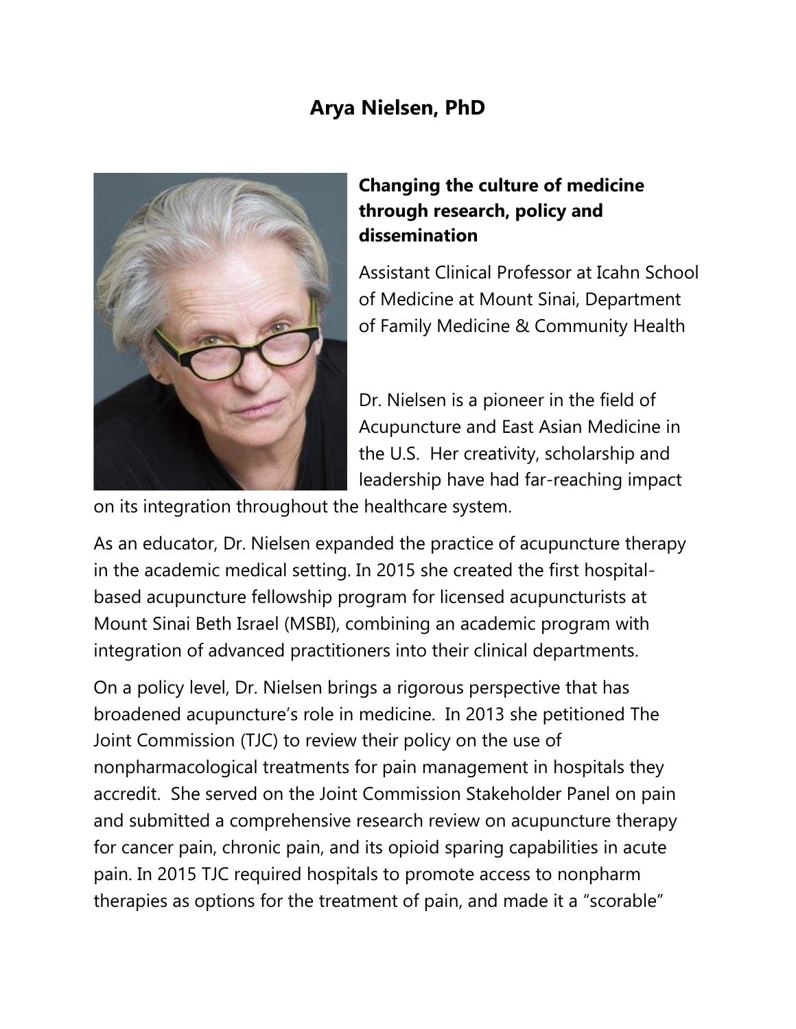# Arya Nielsen, PhD

### Changing the culture of medicine through research, policy and dissemination

Assistant Clinical Professor at Icahn School of Medicine at Mount Sinai, Department of Family Medicine & Community Health

Dr. Nielsen is a pioneer in the field of Acupuncture and East Asian Medicine in the U.S. Her creativity, scholarship and leadership have had far-reaching impact on its integration throughout the healthcare system.

As an educator, Dr. Nielsen expanded the practice of acupuncture therapy in the academic medical setting. In 2015 she created the first hospital-based acupuncture fellowship program for licensed acupuncturists at Mount Sinai Beth Israel (MSBI), combining an academic program with integration of advanced practitioners into their clinical departments.

On a policy level, Dr. Nielsen brings a rigorous perspective that has broadened acupuncture's role in medicine. In 2013 she petitioned The Joint Commission (TJC) to review their policy on the use of nonpharmacological treatments for pain management in hospitals they accredit. She served on the Joint Commission Stakeholder Panel on pain and submitted a comprehensive research review on acupuncture therapy for cancer pain, chronic pain, and its opioid sparing capabilities in acute pain. In 2015 TJC required hospitals to promote access to nonpharm therapies as options for the treatment of pain, and made it a "scorable"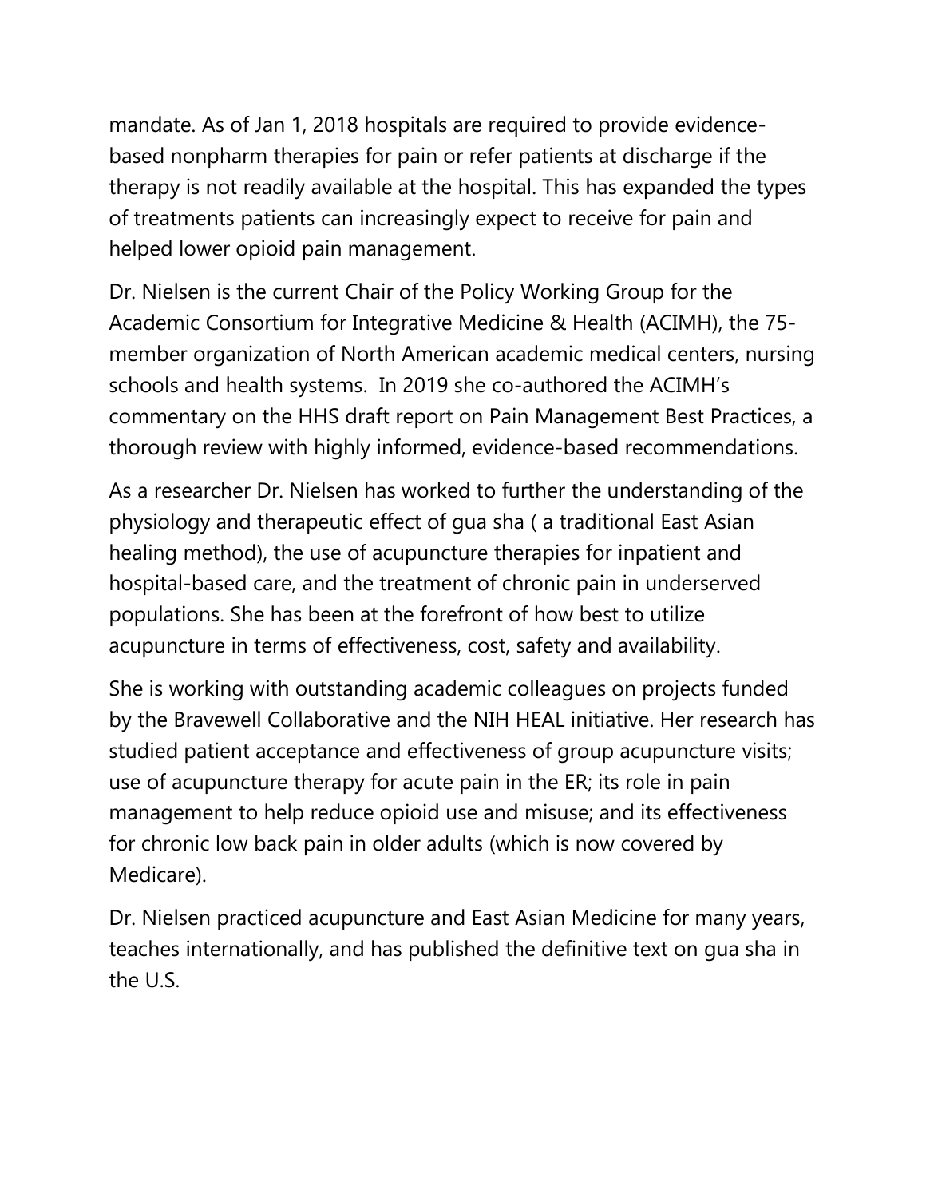mandate. As of Jan 1, 2018 hospitals are required to provide evidence-based nonpharm therapies for pain or refer patients at discharge if the therapy is not readily available at the hospital. This has expanded the types of treatments patients can increasingly expect to receive for pain and helped lower opioid pain management.

Dr. Nielsen is the current Chair of the Policy Working Group for the Academic Consortium for Integrative Medicine & Health (ACIMH), the 75-member organization of North American academic medical centers, nursing schools and health systems. In 2019 she co-authored the ACIMH's commentary on the HHS draft report on Pain Management Best Practices, a thorough review with highly informed, evidence-based recommendations.

As a researcher Dr. Nielsen has worked to further the understanding of the physiology and therapeutic effect of gua sha ( a traditional East Asian healing method), the use of acupuncture therapies for inpatient and hospital-based care, and the treatment of chronic pain in underserved populations. She has been at the forefront of how best to utilize acupuncture in terms of effectiveness, cost, safety and availability.

She is working with outstanding academic colleagues on projects funded by the Bravewell Collaborative and the NIH HEAL initiative. Her research has studied patient acceptance and effectiveness of group acupuncture visits; use of acupuncture therapy for acute pain in the ER; its role in pain management to help reduce opioid use and misuse; and its effectiveness for chronic low back pain in older adults (which is now covered by Medicare).

Dr. Nielsen practiced acupuncture and East Asian Medicine for many years, teaches internationally, and has published the definitive text on gua sha in the U.S.